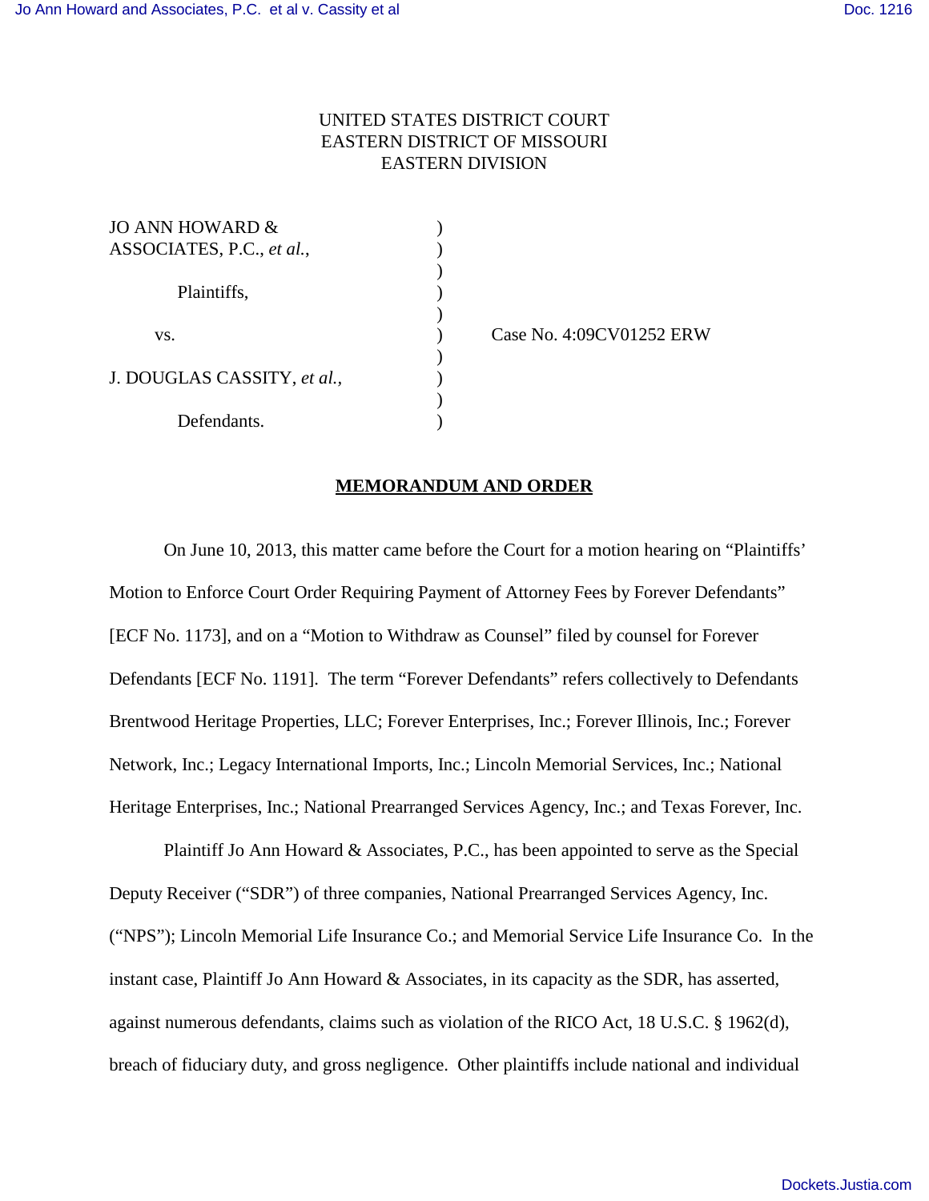UNITED STATES DISTRICT COURT
EASTERN DISTRICT OF MISSOURI
EASTERN DIVISION

| | | |
|---|---|---|
| JO ANN HOWARD & ASSOCIATES, P.C., *et al.*, | ) | |
| | ) | |
| Plaintiffs, | ) | |
| | ) | |
| vs. | ) | Case No. 4:09CV01252 ERW |
| | ) | |
| J. DOUGLAS CASSITY, *et al.*, | ) | |
| | ) | |
| Defendants. | ) | |

**MEMORANDUM AND ORDER**

On June 10, 2013, this matter came before the Court for a motion hearing on "Plaintiffs' Motion to Enforce Court Order Requiring Payment of Attorney Fees by Forever Defendants" [ECF No. 1173], and on a "Motion to Withdraw as Counsel" filed by counsel for Forever Defendants [ECF No. 1191]. The term "Forever Defendants" refers collectively to Defendants Brentwood Heritage Properties, LLC; Forever Enterprises, Inc.; Forever Illinois, Inc.; Forever Network, Inc.; Legacy International Imports, Inc.; Lincoln Memorial Services, Inc.; National Heritage Enterprises, Inc.; National Prearranged Services Agency, Inc.; and Texas Forever, Inc.

Plaintiff Jo Ann Howard & Associates, P.C., has been appointed to serve as the Special Deputy Receiver ("SDR") of three companies, National Prearranged Services Agency, Inc. ("NPS"); Lincoln Memorial Life Insurance Co.; and Memorial Service Life Insurance Co. In the instant case, Plaintiff Jo Ann Howard & Associates, in its capacity as the SDR, has asserted, against numerous defendants, claims such as violation of the RICO Act, 18 U.S.C. § 1962(d), breach of fiduciary duty, and gross negligence. Other plaintiffs include national and individual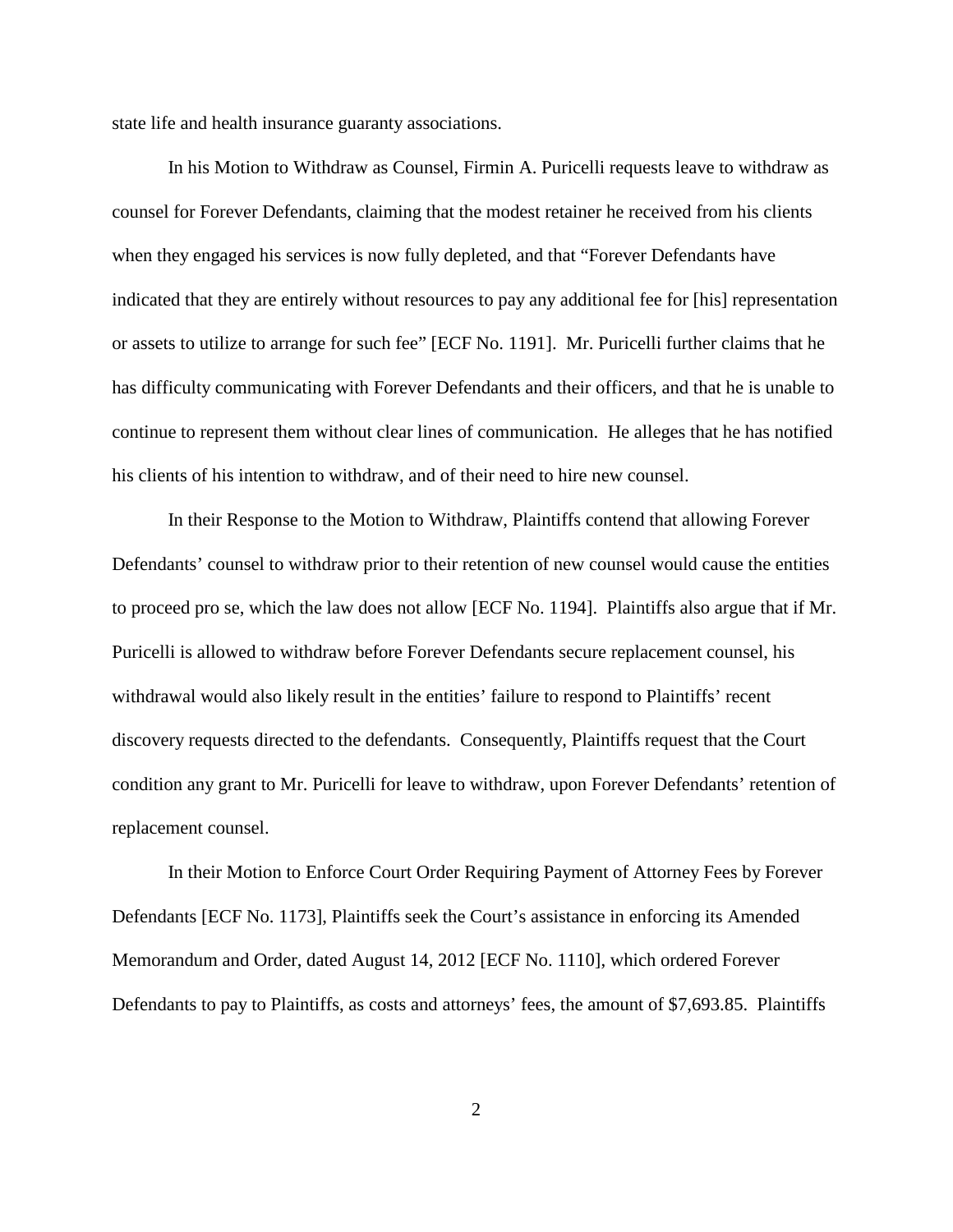state life and health insurance guaranty associations.

In his Motion to Withdraw as Counsel, Firmin A. Puricelli requests leave to withdraw as counsel for Forever Defendants, claiming that the modest retainer he received from his clients when they engaged his services is now fully depleted, and that "Forever Defendants have indicated that they are entirely without resources to pay any additional fee for [his] representation or assets to utilize to arrange for such fee" [ECF No. 1191]. Mr. Puricelli further claims that he has difficulty communicating with Forever Defendants and their officers, and that he is unable to continue to represent them without clear lines of communication. He alleges that he has notified his clients of his intention to withdraw, and of their need to hire new counsel.

In their Response to the Motion to Withdraw, Plaintiffs contend that allowing Forever Defendants' counsel to withdraw prior to their retention of new counsel would cause the entities to proceed pro se, which the law does not allow [ECF No. 1194]. Plaintiffs also argue that if Mr. Puricelli is allowed to withdraw before Forever Defendants secure replacement counsel, his withdrawal would also likely result in the entities' failure to respond to Plaintiffs' recent discovery requests directed to the defendants. Consequently, Plaintiffs request that the Court condition any grant to Mr. Puricelli for leave to withdraw, upon Forever Defendants' retention of replacement counsel.

In their Motion to Enforce Court Order Requiring Payment of Attorney Fees by Forever Defendants [ECF No. 1173], Plaintiffs seek the Court's assistance in enforcing its Amended Memorandum and Order, dated August 14, 2012 [ECF No. 1110], which ordered Forever Defendants to pay to Plaintiffs, as costs and attorneys' fees, the amount of $7,693.85. Plaintiffs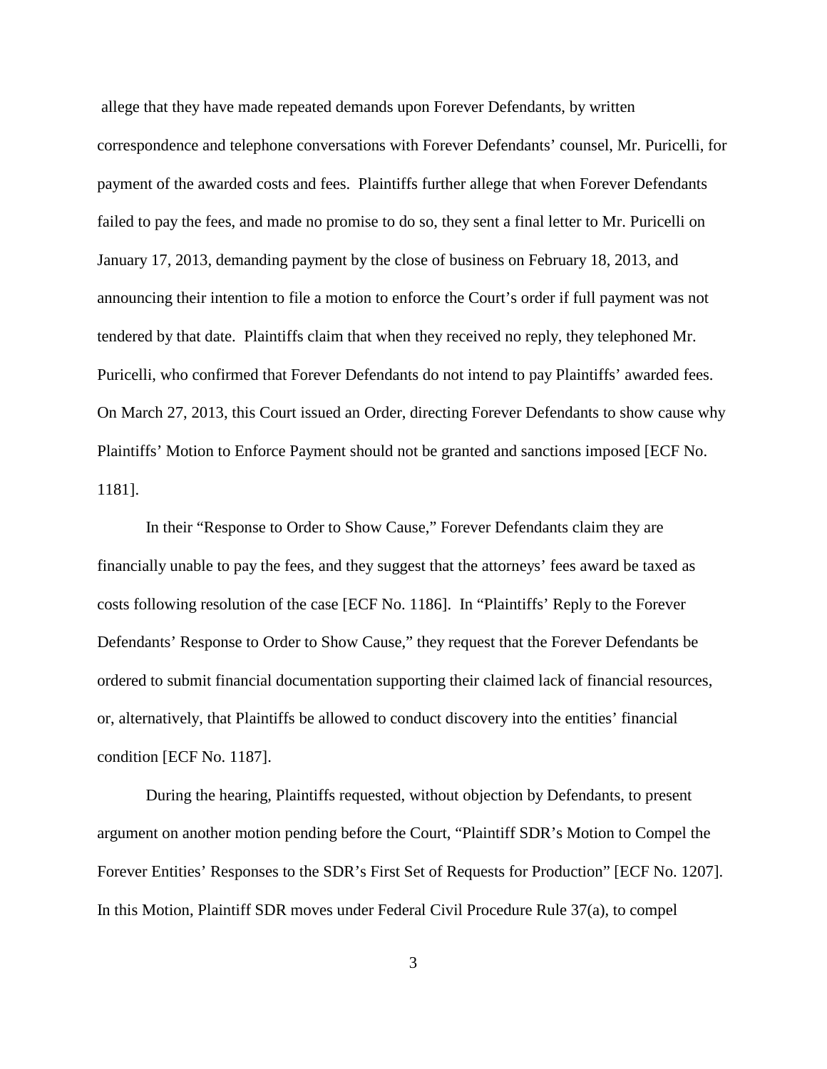allege that they have made repeated demands upon Forever Defendants, by written correspondence and telephone conversations with Forever Defendants' counsel, Mr. Puricelli, for payment of the awarded costs and fees. Plaintiffs further allege that when Forever Defendants failed to pay the fees, and made no promise to do so, they sent a final letter to Mr. Puricelli on January 17, 2013, demanding payment by the close of business on February 18, 2013, and announcing their intention to file a motion to enforce the Court's order if full payment was not tendered by that date. Plaintiffs claim that when they received no reply, they telephoned Mr. Puricelli, who confirmed that Forever Defendants do not intend to pay Plaintiffs' awarded fees. On March 27, 2013, this Court issued an Order, directing Forever Defendants to show cause why Plaintiffs' Motion to Enforce Payment should not be granted and sanctions imposed [ECF No. 1181].

In their "Response to Order to Show Cause," Forever Defendants claim they are financially unable to pay the fees, and they suggest that the attorneys' fees award be taxed as costs following resolution of the case [ECF No. 1186]. In "Plaintiffs' Reply to the Forever Defendants' Response to Order to Show Cause," they request that the Forever Defendants be ordered to submit financial documentation supporting their claimed lack of financial resources, or, alternatively, that Plaintiffs be allowed to conduct discovery into the entities' financial condition [ECF No. 1187].

During the hearing, Plaintiffs requested, without objection by Defendants, to present argument on another motion pending before the Court, "Plaintiff SDR's Motion to Compel the Forever Entities' Responses to the SDR's First Set of Requests for Production" [ECF No. 1207]. In this Motion, Plaintiff SDR moves under Federal Civil Procedure Rule 37(a), to compel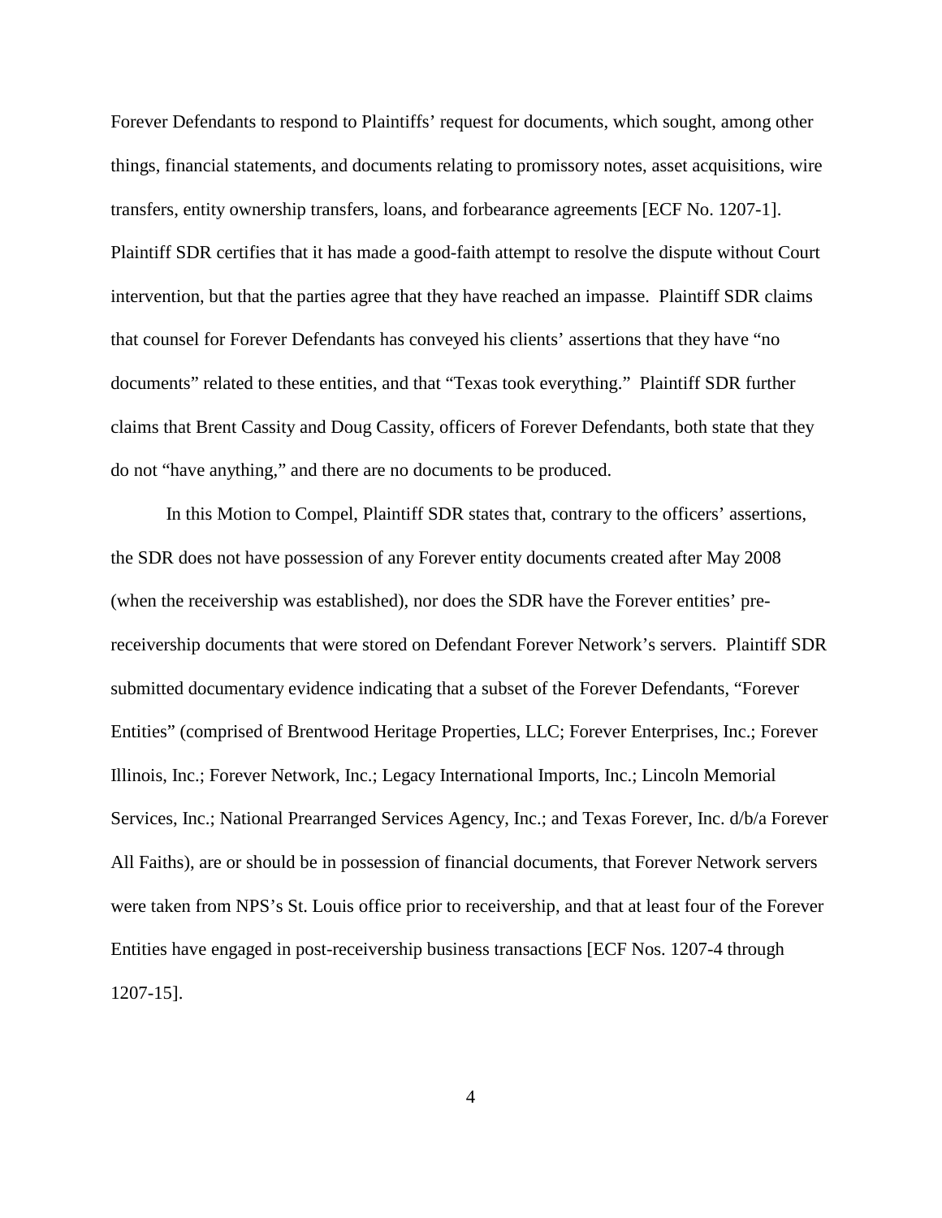Forever Defendants to respond to Plaintiffs' request for documents, which sought, among other things, financial statements, and documents relating to promissory notes, asset acquisitions, wire transfers, entity ownership transfers, loans, and forbearance agreements [ECF No. 1207-1]. Plaintiff SDR certifies that it has made a good-faith attempt to resolve the dispute without Court intervention, but that the parties agree that they have reached an impasse. Plaintiff SDR claims that counsel for Forever Defendants has conveyed his clients' assertions that they have "no documents" related to these entities, and that "Texas took everything." Plaintiff SDR further claims that Brent Cassity and Doug Cassity, officers of Forever Defendants, both state that they do not "have anything," and there are no documents to be produced.

In this Motion to Compel, Plaintiff SDR states that, contrary to the officers' assertions, the SDR does not have possession of any Forever entity documents created after May 2008 (when the receivership was established), nor does the SDR have the Forever entities' pre-receivership documents that were stored on Defendant Forever Network's servers. Plaintiff SDR submitted documentary evidence indicating that a subset of the Forever Defendants, "Forever Entities" (comprised of Brentwood Heritage Properties, LLC; Forever Enterprises, Inc.; Forever Illinois, Inc.; Forever Network, Inc.; Legacy International Imports, Inc.; Lincoln Memorial Services, Inc.; National Prearranged Services Agency, Inc.; and Texas Forever, Inc. d/b/a Forever All Faiths), are or should be in possession of financial documents, that Forever Network servers were taken from NPS's St. Louis office prior to receivership, and that at least four of the Forever Entities have engaged in post-receivership business transactions [ECF Nos. 1207-4 through 1207-15].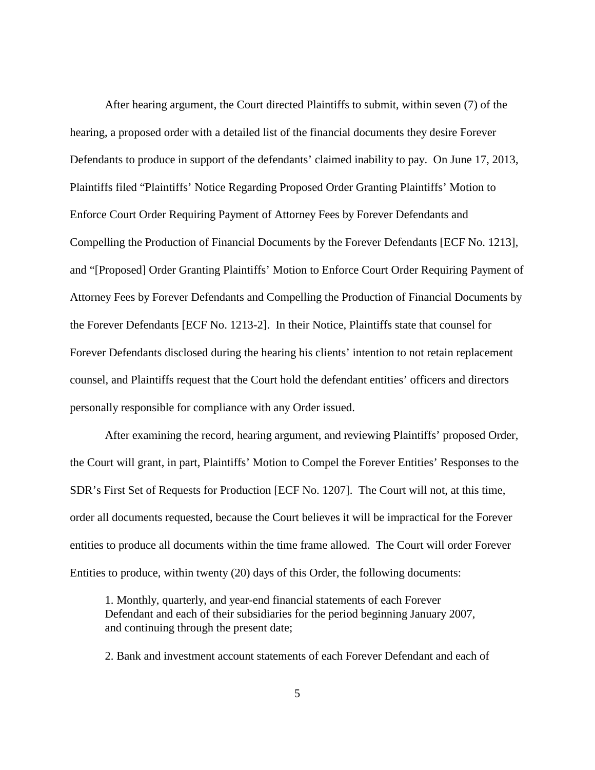After hearing argument, the Court directed Plaintiffs to submit, within seven (7) of the hearing, a proposed order with a detailed list of the financial documents they desire Forever Defendants to produce in support of the defendants' claimed inability to pay. On June 17, 2013, Plaintiffs filed "Plaintiffs' Notice Regarding Proposed Order Granting Plaintiffs' Motion to Enforce Court Order Requiring Payment of Attorney Fees by Forever Defendants and Compelling the Production of Financial Documents by the Forever Defendants [ECF No. 1213], and "[Proposed] Order Granting Plaintiffs' Motion to Enforce Court Order Requiring Payment of Attorney Fees by Forever Defendants and Compelling the Production of Financial Documents by the Forever Defendants [ECF No. 1213-2]. In their Notice, Plaintiffs state that counsel for Forever Defendants disclosed during the hearing his clients' intention to not retain replacement counsel, and Plaintiffs request that the Court hold the defendant entities' officers and directors personally responsible for compliance with any Order issued.

After examining the record, hearing argument, and reviewing Plaintiffs' proposed Order, the Court will grant, in part, Plaintiffs' Motion to Compel the Forever Entities' Responses to the SDR's First Set of Requests for Production [ECF No. 1207]. The Court will not, at this time, order all documents requested, because the Court believes it will be impractical for the Forever entities to produce all documents within the time frame allowed. The Court will order Forever Entities to produce, within twenty (20) days of this Order, the following documents:

> 1. Monthly, quarterly, and year-end financial statements of each Forever Defendant and each of their subsidiaries for the period beginning January 2007, and continuing through the present date;
>
> 2. Bank and investment account statements of each Forever Defendant and each of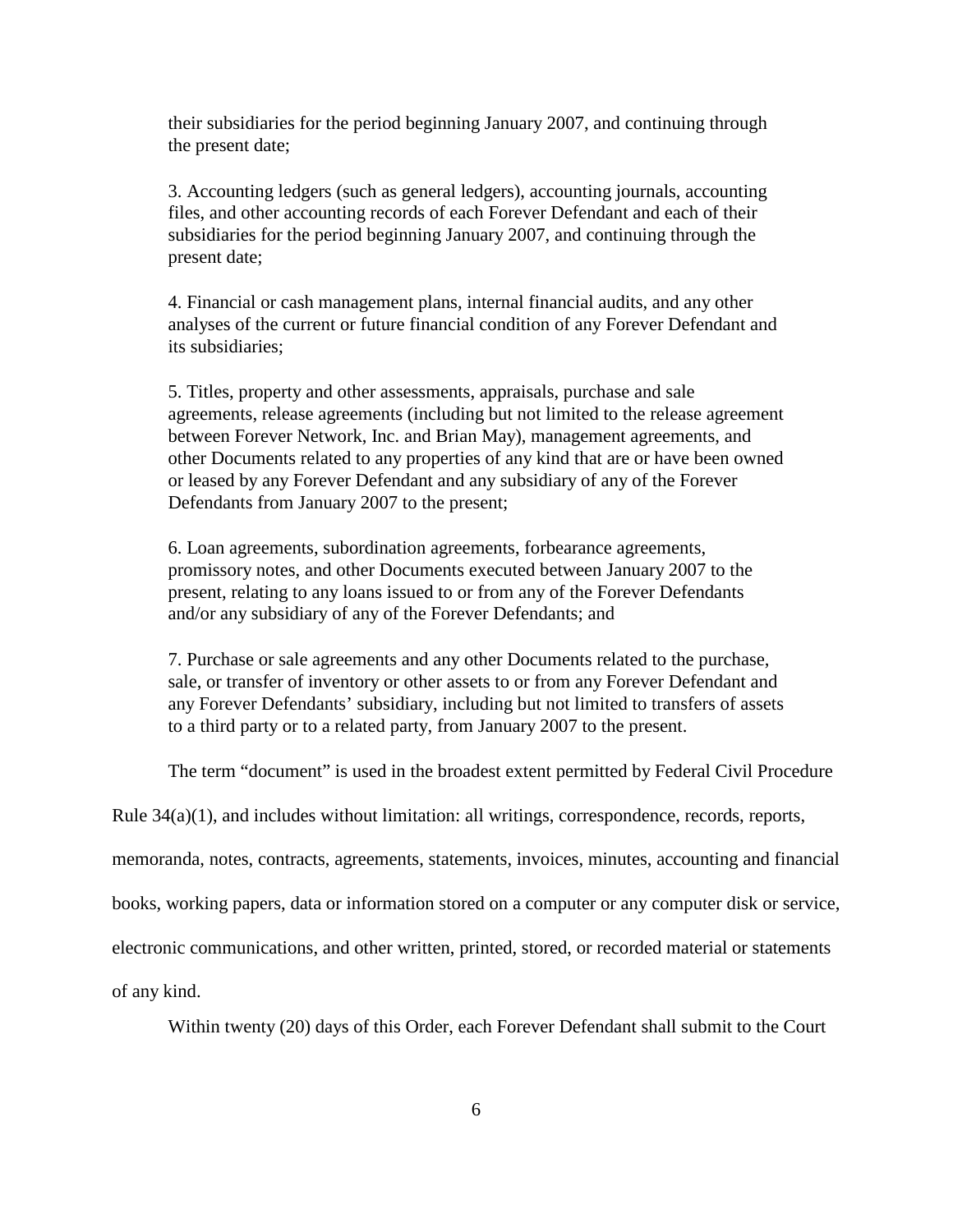their subsidiaries for the period beginning January 2007, and continuing through the present date;

3. Accounting ledgers (such as general ledgers), accounting journals, accounting files, and other accounting records of each Forever Defendant and each of their subsidiaries for the period beginning January 2007, and continuing through the present date;

4. Financial or cash management plans, internal financial audits, and any other analyses of the current or future financial condition of any Forever Defendant and its subsidiaries;

5. Titles, property and other assessments, appraisals, purchase and sale agreements, release agreements (including but not limited to the release agreement between Forever Network, Inc. and Brian May), management agreements, and other Documents related to any properties of any kind that are or have been owned or leased by any Forever Defendant and any subsidiary of any of the Forever Defendants from January 2007 to the present;

6. Loan agreements, subordination agreements, forbearance agreements, promissory notes, and other Documents executed between January 2007 to the present, relating to any loans issued to or from any of the Forever Defendants and/or any subsidiary of any of the Forever Defendants; and

7. Purchase or sale agreements and any other Documents related to the purchase, sale, or transfer of inventory or other assets to or from any Forever Defendant and any Forever Defendants' subsidiary, including but not limited to transfers of assets to a third party or to a related party, from January 2007 to the present.

The term "document" is used in the broadest extent permitted by Federal Civil Procedure Rule 34(a)(1), and includes without limitation: all writings, correspondence, records, reports, memoranda, notes, contracts, agreements, statements, invoices, minutes, accounting and financial books, working papers, data or information stored on a computer or any computer disk or service, electronic communications, and other written, printed, stored, or recorded material or statements of any kind.

Within twenty (20) days of this Order, each Forever Defendant shall submit to the Court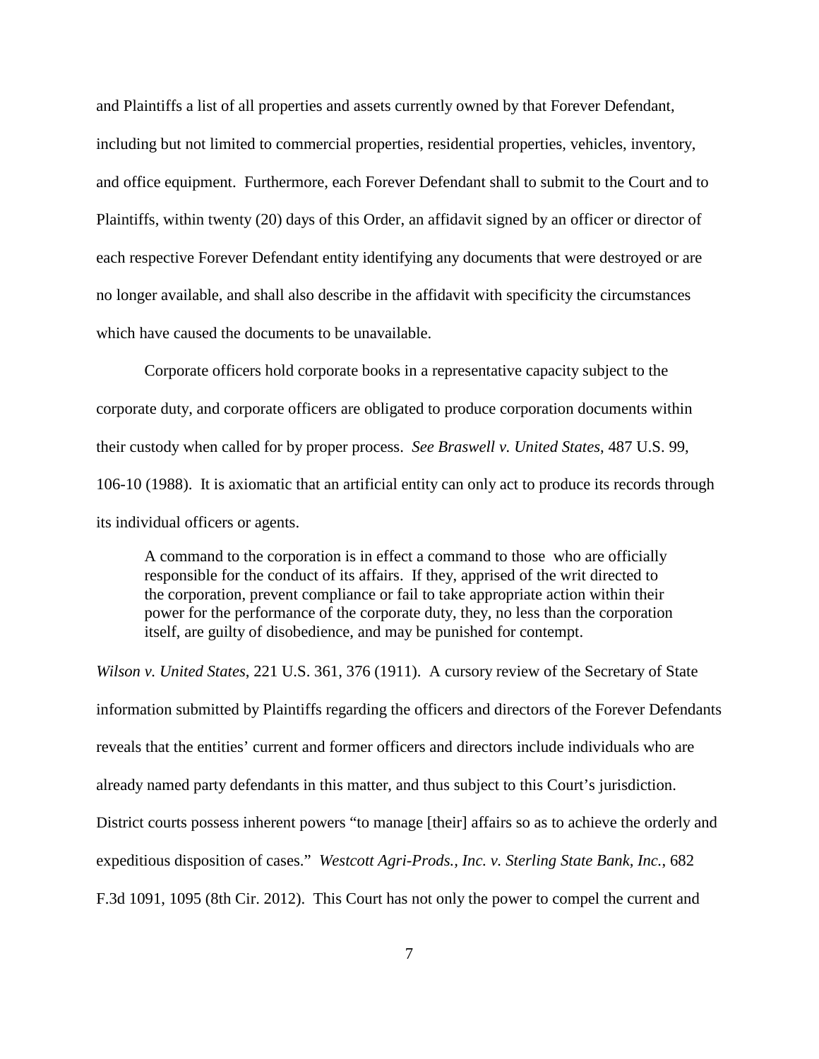and Plaintiffs a list of all properties and assets currently owned by that Forever Defendant, including but not limited to commercial properties, residential properties, vehicles, inventory, and office equipment. Furthermore, each Forever Defendant shall to submit to the Court and to Plaintiffs, within twenty (20) days of this Order, an affidavit signed by an officer or director of each respective Forever Defendant entity identifying any documents that were destroyed or are no longer available, and shall also describe in the affidavit with specificity the circumstances which have caused the documents to be unavailable.

Corporate officers hold corporate books in a representative capacity subject to the corporate duty, and corporate officers are obligated to produce corporation documents within their custody when called for by proper process. *See Braswell v. United States*, 487 U.S. 99, 106-10 (1988). It is axiomatic that an artificial entity can only act to produce its records through its individual officers or agents.

> A command to the corporation is in effect a command to those who are officially responsible for the conduct of its affairs. If they, apprised of the writ directed to the corporation, prevent compliance or fail to take appropriate action within their power for the performance of the corporate duty, they, no less than the corporation itself, are guilty of disobedience, and may be punished for contempt.

*Wilson v. United States*, 221 U.S. 361, 376 (1911). A cursory review of the Secretary of State information submitted by Plaintiffs regarding the officers and directors of the Forever Defendants reveals that the entities' current and former officers and directors include individuals who are already named party defendants in this matter, and thus subject to this Court's jurisdiction. District courts possess inherent powers "to manage [their] affairs so as to achieve the orderly and expeditious disposition of cases." *Westcott Agri-Prods., Inc. v. Sterling State Bank, Inc.*, 682 F.3d 1091, 1095 (8th Cir. 2012). This Court has not only the power to compel the current and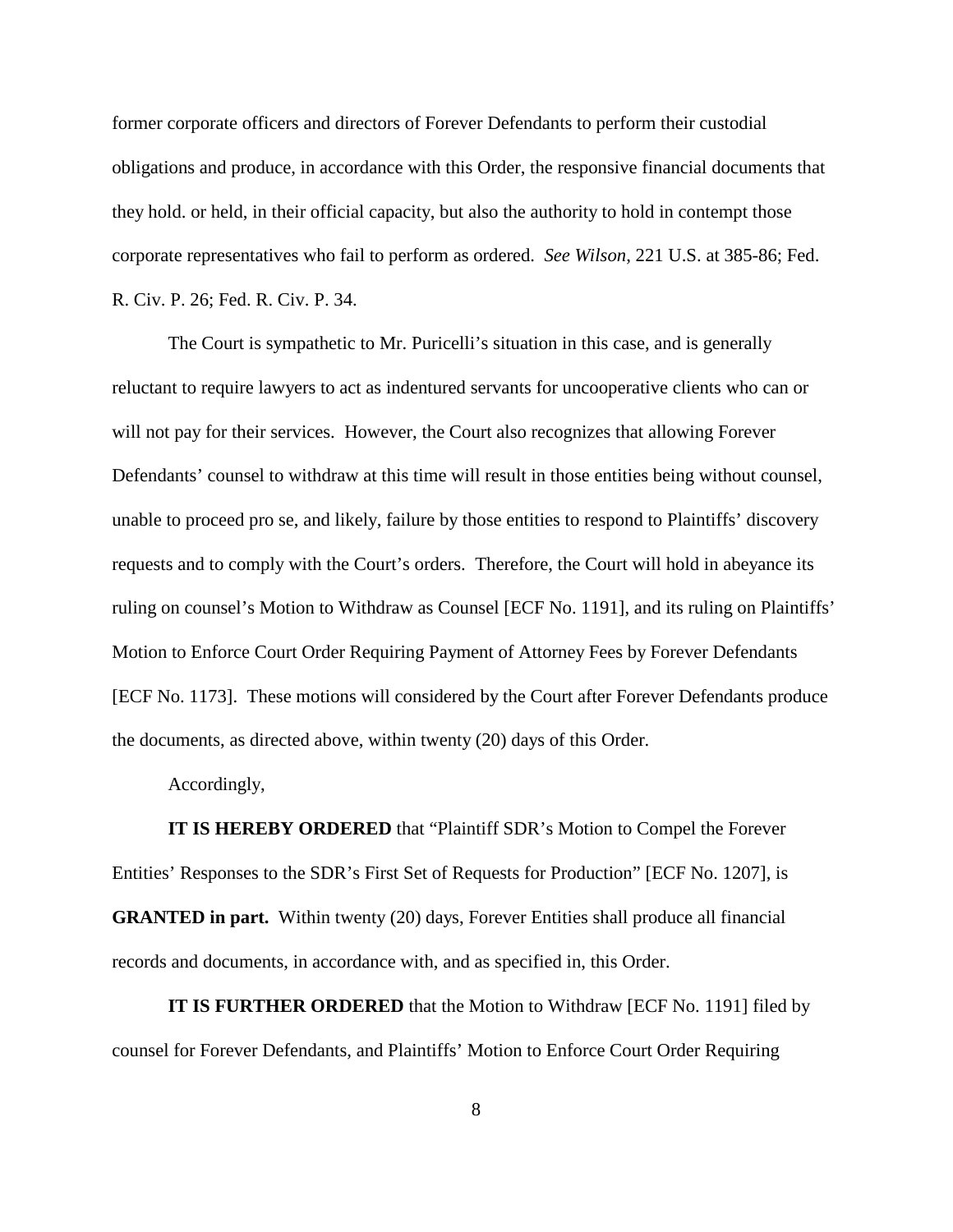former corporate officers and directors of Forever Defendants to perform their custodial obligations and produce, in accordance with this Order, the responsive financial documents that they hold. or held, in their official capacity, but also the authority to hold in contempt those corporate representatives who fail to perform as ordered. *See Wilson*, 221 U.S. at 385-86; Fed. R. Civ. P. 26; Fed. R. Civ. P. 34.

The Court is sympathetic to Mr. Puricelli's situation in this case, and is generally reluctant to require lawyers to act as indentured servants for uncooperative clients who can or will not pay for their services. However, the Court also recognizes that allowing Forever Defendants' counsel to withdraw at this time will result in those entities being without counsel, unable to proceed pro se, and likely, failure by those entities to respond to Plaintiffs' discovery requests and to comply with the Court's orders. Therefore, the Court will hold in abeyance its ruling on counsel's Motion to Withdraw as Counsel [ECF No. 1191], and its ruling on Plaintiffs' Motion to Enforce Court Order Requiring Payment of Attorney Fees by Forever Defendants [ECF No. 1173]. These motions will considered by the Court after Forever Defendants produce the documents, as directed above, within twenty (20) days of this Order.

Accordingly,

**IT IS HEREBY ORDERED** that "Plaintiff SDR's Motion to Compel the Forever Entities' Responses to the SDR's First Set of Requests for Production" [ECF No. 1207], is **GRANTED in part.** Within twenty (20) days, Forever Entities shall produce all financial records and documents, in accordance with, and as specified in, this Order.

**IT IS FURTHER ORDERED** that the Motion to Withdraw [ECF No. 1191] filed by counsel for Forever Defendants, and Plaintiffs' Motion to Enforce Court Order Requiring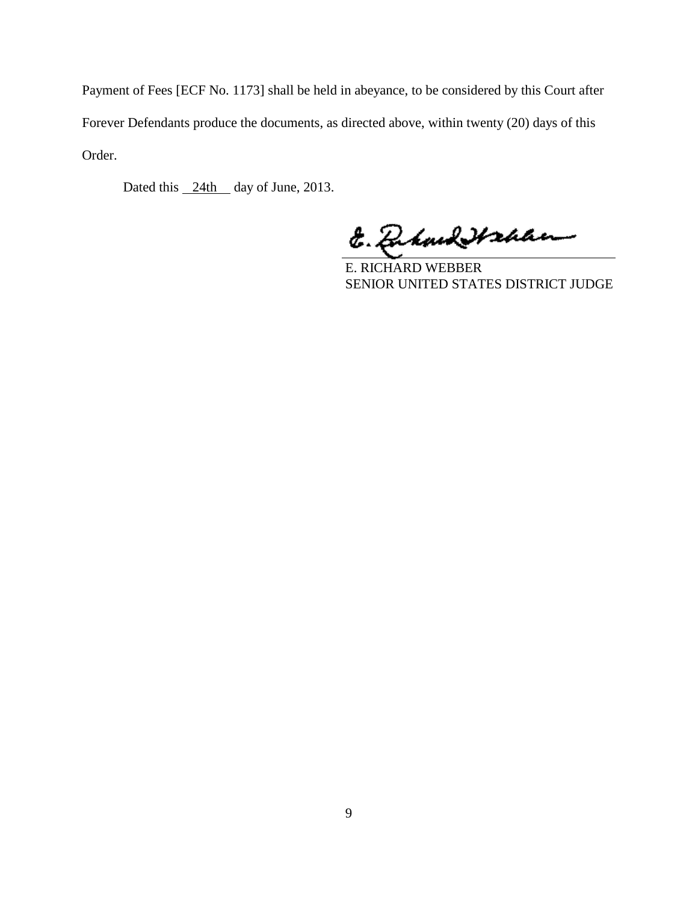Payment of Fees [ECF No. 1173] shall be held in abeyance, to be considered by this Court after Forever Defendants produce the documents, as directed above, within twenty (20) days of this Order.

Dated this 24th day of June, 2013.

E. RICHARD WEBBER
SENIOR UNITED STATES DISTRICT JUDGE